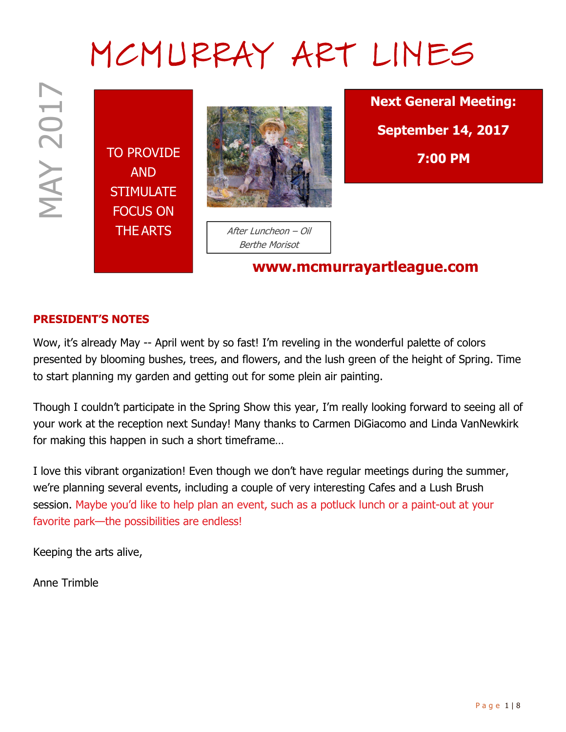# MCMURRAY ART LINES

MAY 2017

TO PROVIDE AND STIMULATE FOCUS ON THE ARTS

*After Luncheon – Oil*
*Berthe Morisot*

**Next General Meeting:**

**September 14, 2017**

**7:00 PM**

**www.mcmurrayartleague.com**

## PRESIDENT'S NOTES

Wow, it's already May -- April went by so fast! I'm reveling in the wonderful palette of colors presented by blooming bushes, trees, and flowers, and the lush green of the height of Spring. Time to start planning my garden and getting out for some plein air painting.

Though I couldn't participate in the Spring Show this year, I'm really looking forward to seeing all of your work at the reception next Sunday! Many thanks to Carmen DiGiacomo and Linda VanNewkirk for making this happen in such a short timeframe…

I love this vibrant organization! Even though we don't have regular meetings during the summer, we're planning several events, including a couple of very interesting Cafes and a Lush Brush session. Maybe you'd like to help plan an event, such as a potluck lunch or a paint-out at your favorite park—the possibilities are endless!

Keeping the arts alive,

Anne Trimble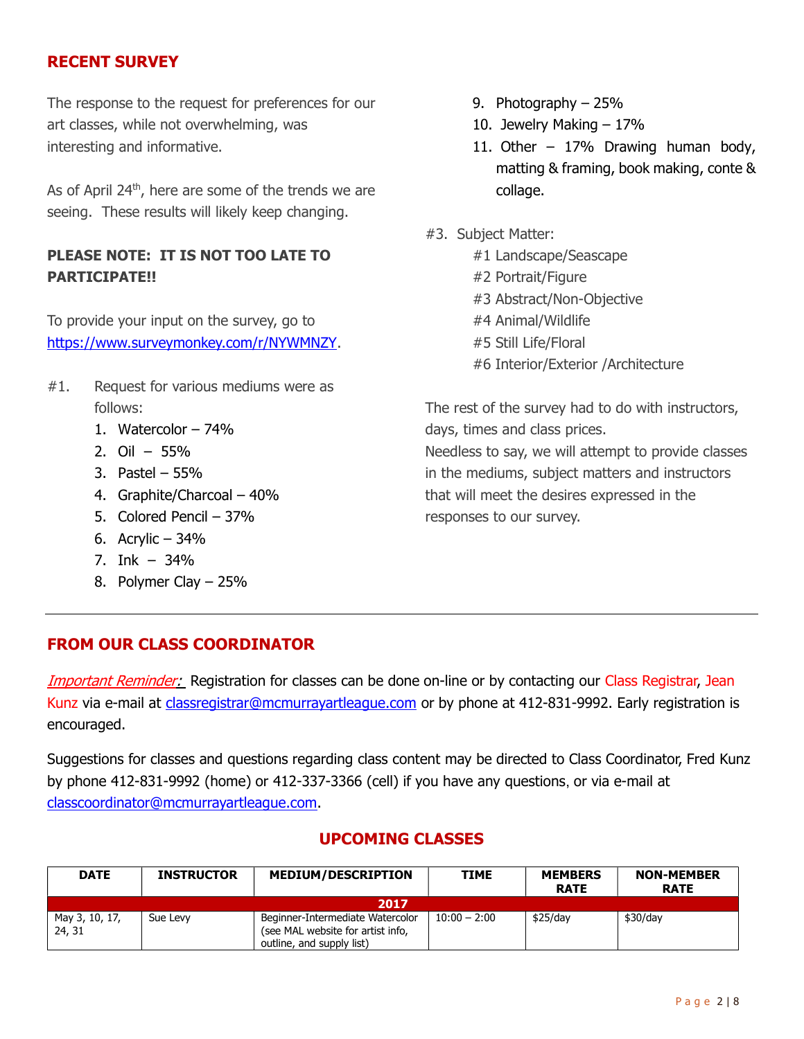## RECENT SURVEY

The response to the request for preferences for our art classes, while not overwhelming, was interesting and informative.

As of April 24th, here are some of the trends we are seeing. These results will likely keep changing.

**PLEASE NOTE: IT IS NOT TOO LATE TO PARTICIPATE!!**

To provide your input on the survey, go to https://www.surveymonkey.com/r/NYWMNZY.

#1. Request for various mediums were as follows:

1. Watercolor – 74%
2. Oil – 55%
3. Pastel – 55%
4. Graphite/Charcoal – 40%
5. Colored Pencil – 37%
6. Acrylic – 34%
7. Ink – 34%
8. Polymer Clay – 25%
9. Photography – 25%
10. Jewelry Making – 17%
11. Other – 17% Drawing human body, matting & framing, book making, conte & collage.

#3. Subject Matter:

#1 Landscape/Seascape
#2 Portrait/Figure
#3 Abstract/Non-Objective
#4 Animal/Wildlife
#5 Still Life/Floral
#6 Interior/Exterior /Architecture

The rest of the survey had to do with instructors, days, times and class prices.
Needless to say, we will attempt to provide classes in the mediums, subject matters and instructors that will meet the desires expressed in the responses to our survey.

---

## FROM OUR CLASS COORDINATOR

*Important Reminder:* Registration for classes can be done on-line or by contacting our Class Registrar, Jean Kunz via e-mail at classregistrar@mcmurrayartleague.com or by phone at 412-831-9992. Early registration is encouraged.

Suggestions for classes and questions regarding class content may be directed to Class Coordinator, Fred Kunz by phone 412-831-9992 (home) or 412-337-3366 (cell) if you have any questions, or via e-mail at classcoordinator@mcmurrayartleague.com.

## UPCOMING CLASSES

| DATE | INSTRUCTOR | MEDIUM/DESCRIPTION | TIME | MEMBERS RATE | NON-MEMBER RATE |
|---|---|---|---|---|---|
| **2017** | | | | | |
| May 3, 10, 17, 24, 31 | Sue Levy | Beginner-Intermediate Watercolor (see MAL website for artist info, outline, and supply list) | 10:00 – 2:00 | $25/day | $30/day |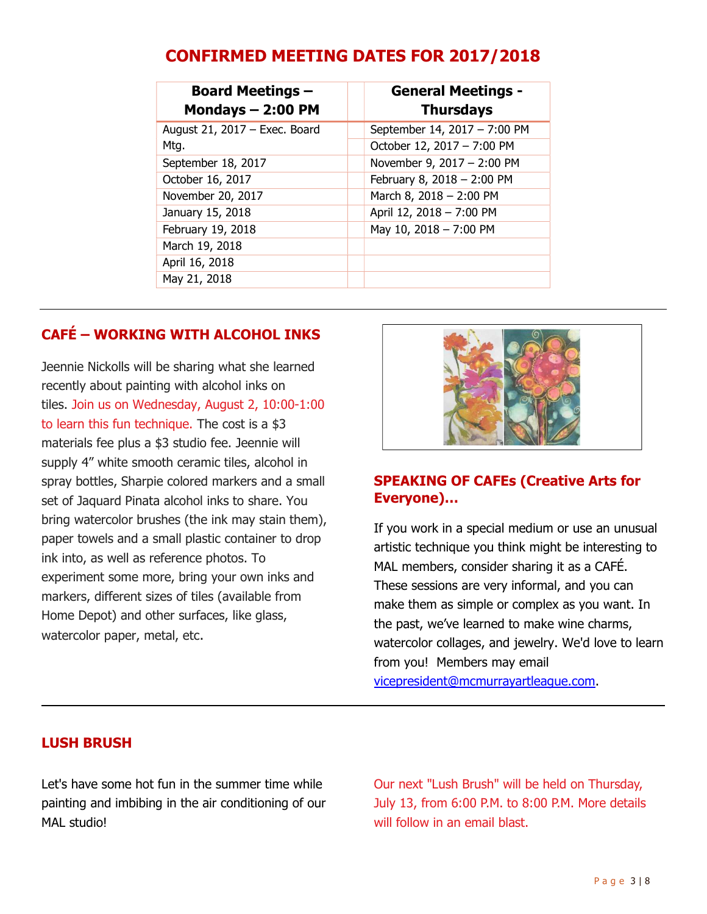## CONFIRMED MEETING DATES FOR 2017/2018

| Board Meetings – Mondays – 2:00 PM | | General Meetings - Thursdays |
|---|---|---|
| August 21, 2017 – Exec. Board Mtg. | | September 14, 2017 – 7:00 PM |
| | | October 12, 2017 – 7:00 PM |
| September 18, 2017 | | November 9, 2017 – 2:00 PM |
| October 16, 2017 | | February 8, 2018 – 2:00 PM |
| November 20, 2017 | | March 8, 2018 – 2:00 PM |
| January 15, 2018 | | April 12, 2018 – 7:00 PM |
| February 19, 2018 | | May 10, 2018 – 7:00 PM |
| March 19, 2018 | | |
| April 16, 2018 | | |
| May 21, 2018 | | |

---

### CAFÉ – WORKING WITH ALCOHOL INKS

Jeennie Nickolls will be sharing what she learned recently about painting with alcohol inks on tiles. Join us on Wednesday, August 2, 10:00-1:00 to learn this fun technique. The cost is a $3 materials fee plus a $3 studio fee. Jeennie will supply 4" white smooth ceramic tiles, alcohol in spray bottles, Sharpie colored markers and a small set of Jaquard Pinata alcohol inks to share. You bring watercolor brushes (the ink may stain them), paper towels and a small plastic container to drop ink into, as well as reference photos. To experiment some more, bring your own inks and markers, different sizes of tiles (available from Home Depot) and other surfaces, like glass, watercolor paper, metal, etc.

### SPEAKING OF CAFEs (Creative Arts for Everyone)…

If you work in a special medium or use an unusual artistic technique you think might be interesting to MAL members, consider sharing it as a CAFÉ. These sessions are very informal, and you can make them as simple or complex as you want. In the past, we've learned to make wine charms, watercolor collages, and jewelry. We'd love to learn from you! Members may email vicepresident@mcmurrayartleague.com.

---

### LUSH BRUSH

Let's have some hot fun in the summer time while painting and imbibing in the air conditioning of our MAL studio!

Our next "Lush Brush" will be held on Thursday, July 13, from 6:00 P.M. to 8:00 P.M. More details will follow in an email blast.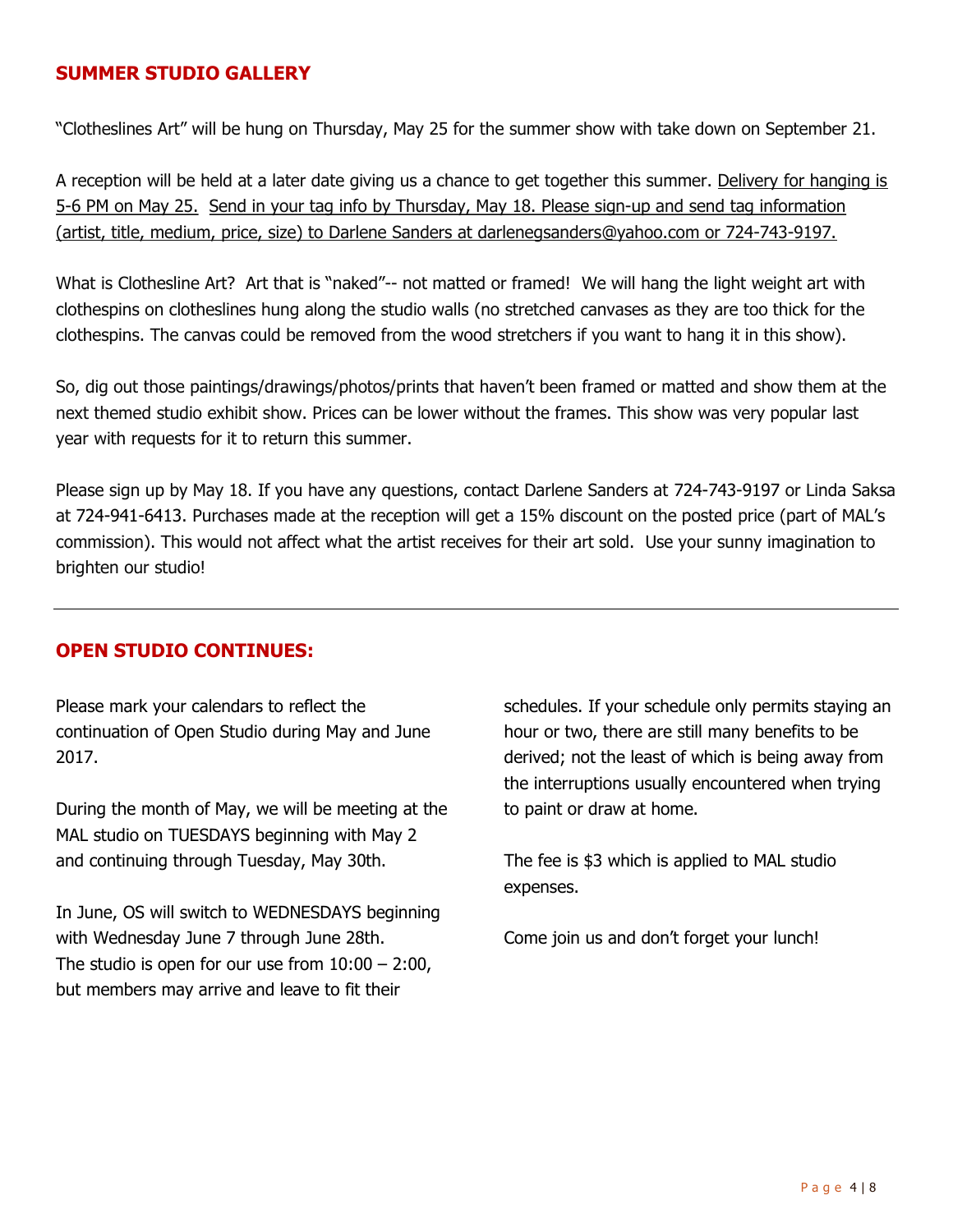## SUMMER STUDIO GALLERY

"Clotheslines Art" will be hung on Thursday, May 25 for the summer show with take down on September 21.

A reception will be held at a later date giving us a chance to get together this summer. Delivery for hanging is 5-6 PM on May 25. Send in your tag info by Thursday, May 18. Please sign-up and send tag information (artist, title, medium, price, size) to Darlene Sanders at darlenegsanders@yahoo.com or 724-743-9197.

What is Clothesline Art? Art that is "naked"-- not matted or framed! We will hang the light weight art with clothespins on clotheslines hung along the studio walls (no stretched canvases as they are too thick for the clothespins. The canvas could be removed from the wood stretchers if you want to hang it in this show).

So, dig out those paintings/drawings/photos/prints that haven't been framed or matted and show them at the next themed studio exhibit show. Prices can be lower without the frames. This show was very popular last year with requests for it to return this summer.

Please sign up by May 18. If you have any questions, contact Darlene Sanders at 724-743-9197 or Linda Saksa at 724-941-6413. Purchases made at the reception will get a 15% discount on the posted price (part of MAL's commission). This would not affect what the artist receives for their art sold. Use your sunny imagination to brighten our studio!

---

## OPEN STUDIO CONTINUES:

Please mark your calendars to reflect the continuation of Open Studio during May and June 2017.

During the month of May, we will be meeting at the MAL studio on TUESDAYS beginning with May 2 and continuing through Tuesday, May 30th.

In June, OS will switch to WEDNESDAYS beginning with Wednesday June 7 through June 28th. The studio is open for our use from 10:00 – 2:00, but members may arrive and leave to fit their schedules. If your schedule only permits staying an hour or two, there are still many benefits to be derived; not the least of which is being away from the interruptions usually encountered when trying to paint or draw at home.

The fee is $3 which is applied to MAL studio expenses.

Come join us and don't forget your lunch!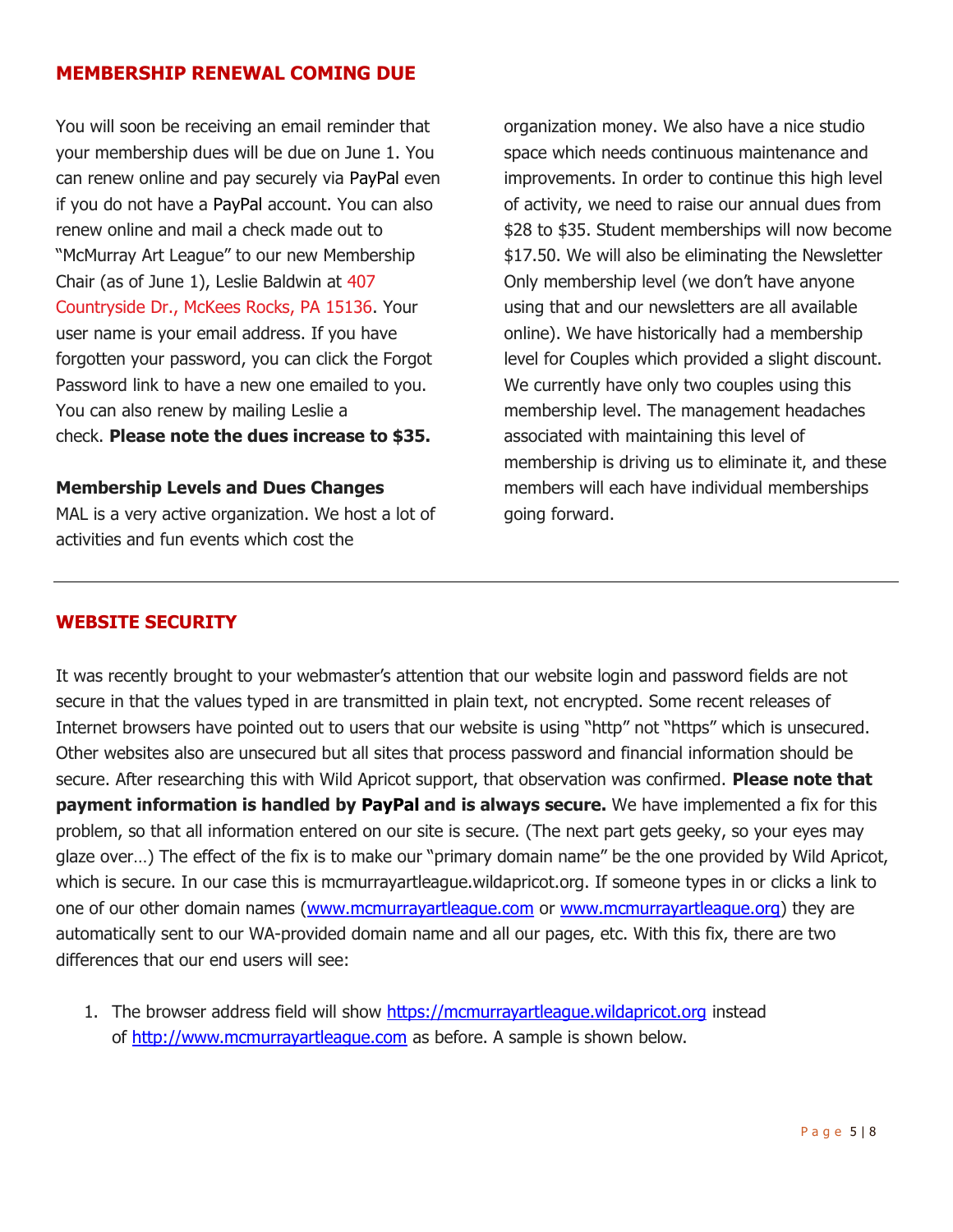## MEMBERSHIP RENEWAL COMING DUE

You will soon be receiving an email reminder that your membership dues will be due on June 1. You can renew online and pay securely via PayPal even if you do not have a PayPal account. You can also renew online and mail a check made out to "McMurray Art League" to our new Membership Chair (as of June 1), Leslie Baldwin at 407 Countryside Dr., McKees Rocks, PA 15136. Your user name is your email address. If you have forgotten your password, you can click the Forgot Password link to have a new one emailed to you. You can also renew by mailing Leslie a check. **Please note the dues increase to $35.**

**Membership Levels and Dues Changes**

MAL is a very active organization. We host a lot of activities and fun events which cost the organization money. We also have a nice studio space which needs continuous maintenance and improvements. In order to continue this high level of activity, we need to raise our annual dues from $28 to $35. Student memberships will now become $17.50. We will also be eliminating the Newsletter Only membership level (we don't have anyone using that and our newsletters are all available online). We have historically had a membership level for Couples which provided a slight discount. We currently have only two couples using this membership level. The management headaches associated with maintaining this level of membership is driving us to eliminate it, and these members will each have individual memberships going forward.

---

## WEBSITE SECURITY

It was recently brought to your webmaster's attention that our website login and password fields are not secure in that the values typed in are transmitted in plain text, not encrypted. Some recent releases of Internet browsers have pointed out to users that our website is using "http" not "https" which is unsecured. Other websites also are unsecured but all sites that process password and financial information should be secure. After researching this with Wild Apricot support, that observation was confirmed. **Please note that payment information is handled by PayPal and is always secure.** We have implemented a fix for this problem, so that all information entered on our site is secure. (The next part gets geeky, so your eyes may glaze over…) The effect of the fix is to make our "primary domain name" be the one provided by Wild Apricot, which is secure. In our case this is mcmurrayartleague.wildapricot.org. If someone types in or clicks a link to one of our other domain names (www.mcmurrayartleague.com or www.mcmurrayartleague.org) they are automatically sent to our WA-provided domain name and all our pages, etc. With this fix, there are two differences that our end users will see:

1. The browser address field will show https://mcmurrayartleague.wildapricot.org instead of http://www.mcmurrayartleague.com as before. A sample is shown below.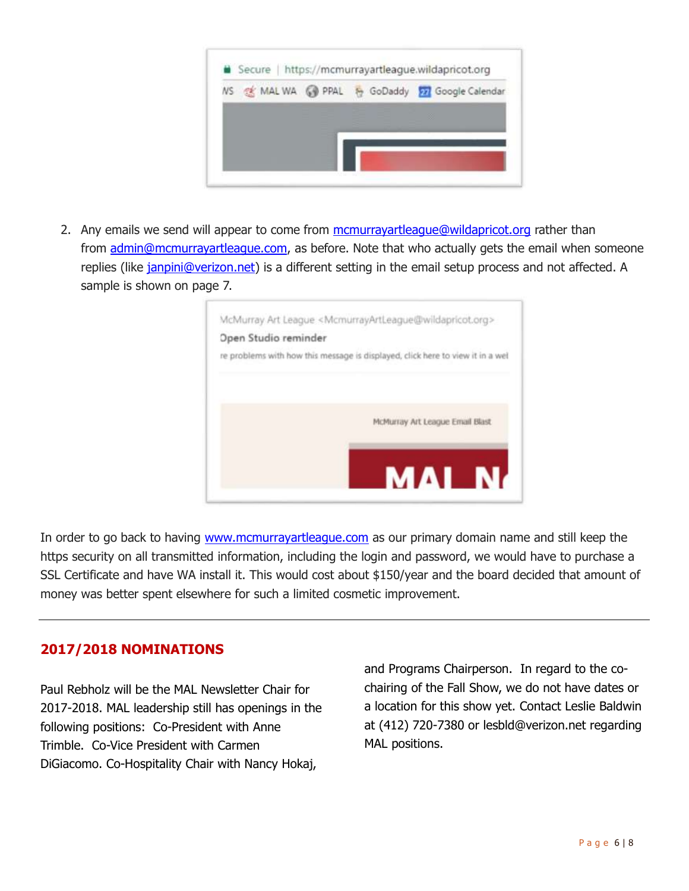2. Any emails we send will appear to come from mcmurrayartleague@wildapricot.org rather than from admin@mcmurrayartleague.com, as before. Note that who actually gets the email when someone replies (like janpini@verizon.net) is a different setting in the email setup process and not affected. A sample is shown on page 7.

In order to go back to having www.mcmurrayartleague.com as our primary domain name and still keep the https security on all transmitted information, including the login and password, we would have to purchase a SSL Certificate and have WA install it. This would cost about $150/year and the board decided that amount of money was better spent elsewhere for such a limited cosmetic improvement.

---

## 2017/2018 NOMINATIONS

Paul Rebholz will be the MAL Newsletter Chair for 2017-2018. MAL leadership still has openings in the following positions: Co-President with Anne Trimble. Co-Vice President with Carmen DiGiacomo. Co-Hospitality Chair with Nancy Hokaj, and Programs Chairperson. In regard to the co-chairing of the Fall Show, we do not have dates or a location for this show yet. Contact Leslie Baldwin at (412) 720-7380 or lesbld@verizon.net regarding MAL positions.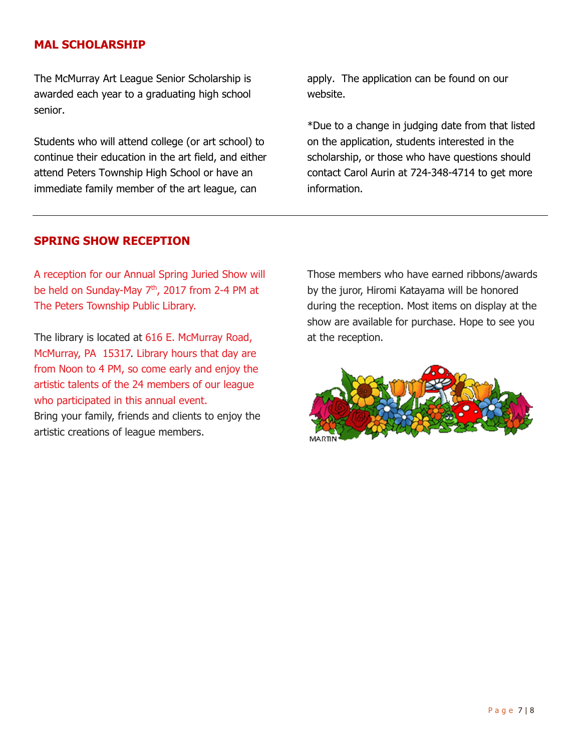## MAL SCHOLARSHIP

The McMurray Art League Senior Scholarship is awarded each year to a graduating high school senior.

Students who will attend college (or art school) to continue their education in the art field, and either attend Peters Township High School or have an immediate family member of the art league, can apply. The application can be found on our website.

*Due to a change in judging date from that listed on the application, students interested in the scholarship, or those who have questions should contact Carol Aurin at 724-348-4714 to get more information.

---

## SPRING SHOW RECEPTION

A reception for our Annual Spring Juried Show will be held on Sunday-May 7th, 2017 from 2-4 PM at The Peters Township Public Library.

The library is located at 616 E. McMurray Road, McMurray, PA 15317. Library hours that day are from Noon to 4 PM, so come early and enjoy the artistic talents of the 24 members of our league who participated in this annual event.
Bring your family, friends and clients to enjoy the artistic creations of league members.

Those members who have earned ribbons/awards by the juror, Hiromi Katayama will be honored during the reception. Most items on display at the show are available for purchase. Hope to see you at the reception.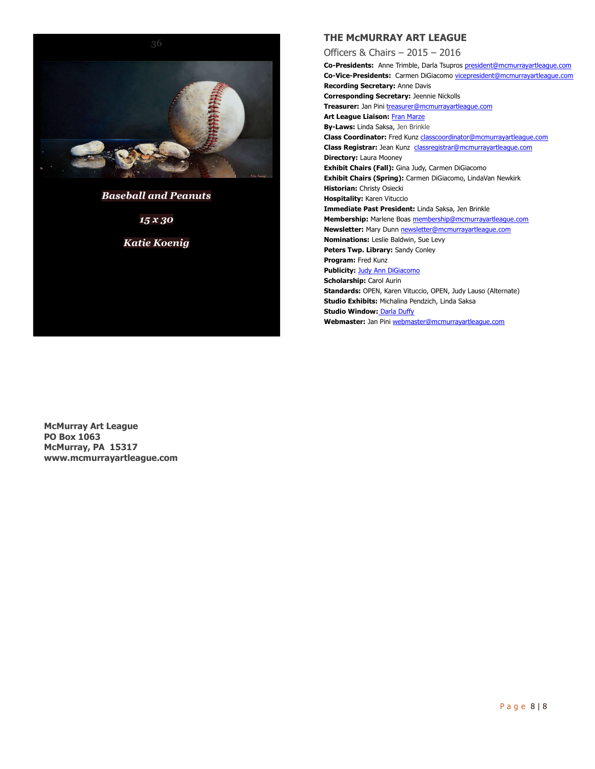36

**Baseball and Peanuts**

**15 x 30**

**Katie Koenig**

## THE McMURRAY ART LEAGUE

### Officers & Chairs – 2015 – 2016

**Co-Presidents:** Anne Trimble, Darla Tsupros president@mcmurrayartleague.com
**Co-Vice-Presidents:** Carmen DiGiacomo vicepresident@mcmurrayartleague.com
**Recording Secretary:** Anne Davis
**Corresponding Secretary:** Jeennie Nickolls
**Treasurer:** Jan Pini treasurer@mcmurrayartleague.com
**Art League Liaison:** Fran Marze
**By-Laws:** Linda Saksa, Jen Brinkle
**Class Coordinator:** Fred Kunz classcoordinator@mcmurrayartleague.com
**Class Registrar:** Jean Kunz classregistrar@mcmurrayartleague.com
**Directory:** Laura Mooney
**Exhibit Chairs (Fall):** Gina Judy, Carmen DiGiacomo
**Exhibit Chairs (Spring):** Carmen DiGiacomo, LindaVan Newkirk
**Historian:** Christy Osiecki
**Hospitality:** Karen Vituccio
**Immediate Past President:** Linda Saksa, Jen Brinkle
**Membership:** Marlene Boas membership@mcmurrayartleague.com
**Newsletter:** Mary Dunn newsletter@mcmurrayartleague.com
**Nominations:** Leslie Baldwin, Sue Levy
**Peters Twp. Library:** Sandy Conley
**Program:** Fred Kunz
**Publicity:** Judy Ann DiGiacomo
**Scholarship:** Carol Aurin
**Standards:** OPEN, Karen Vituccio, OPEN, Judy Lauso (Alternate)
**Studio Exhibits:** Michalina Pendzich, Linda Saksa
**Studio Window:** Darla Duffy
**Webmaster:** Jan Pini webmaster@mcmurrayartleague.com

**McMurray Art League**
**PO Box 1063**
**McMurray, PA 15317**
**www.mcmurrayartleague.com**